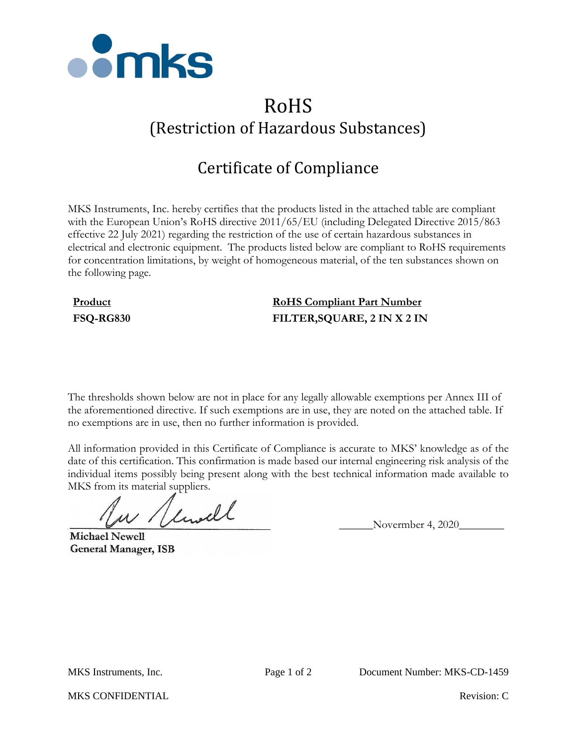# RoHS
## (Restriction of Hazardous Substances)

## Certificate of Compliance

MKS Instruments, Inc. hereby certifies that the products listed in the attached table are compliant with the European Union's RoHS directive 2011/65/EU (including Delegated Directive 2015/863 effective 22 July 2021) regarding the restriction of the use of certain hazardous substances in electrical and electronic equipment. The products listed below are compliant to RoHS requirements for concentration limitations, by weight of homogeneous material, of the ten substances shown on the following page.

| **Product** | **RoHS Compliant Part Number** |
| --- | --- |
| **FSQ-RG830** | **FILTER,SQUARE, 2 IN X 2 IN** |

The thresholds shown below are not in place for any legally allowable exemptions per Annex III of the aforementioned directive. If such exemptions are in use, they are noted on the attached table. If no exemptions are in use, then no further information is provided.

All information provided in this Certificate of Compliance is accurate to MKS' knowledge as of the date of this certification. This confirmation is made based our internal engineering risk analysis of the individual items possibly being present along with the best technical information made available to MKS from its material suppliers.

**Michael Newell**
**General Manager, ISB**

Novermber 4, 2020

MKS Instruments, Inc.  Document Number: MKS-CD-1459

MKS CONFIDENTIAL  Revision: C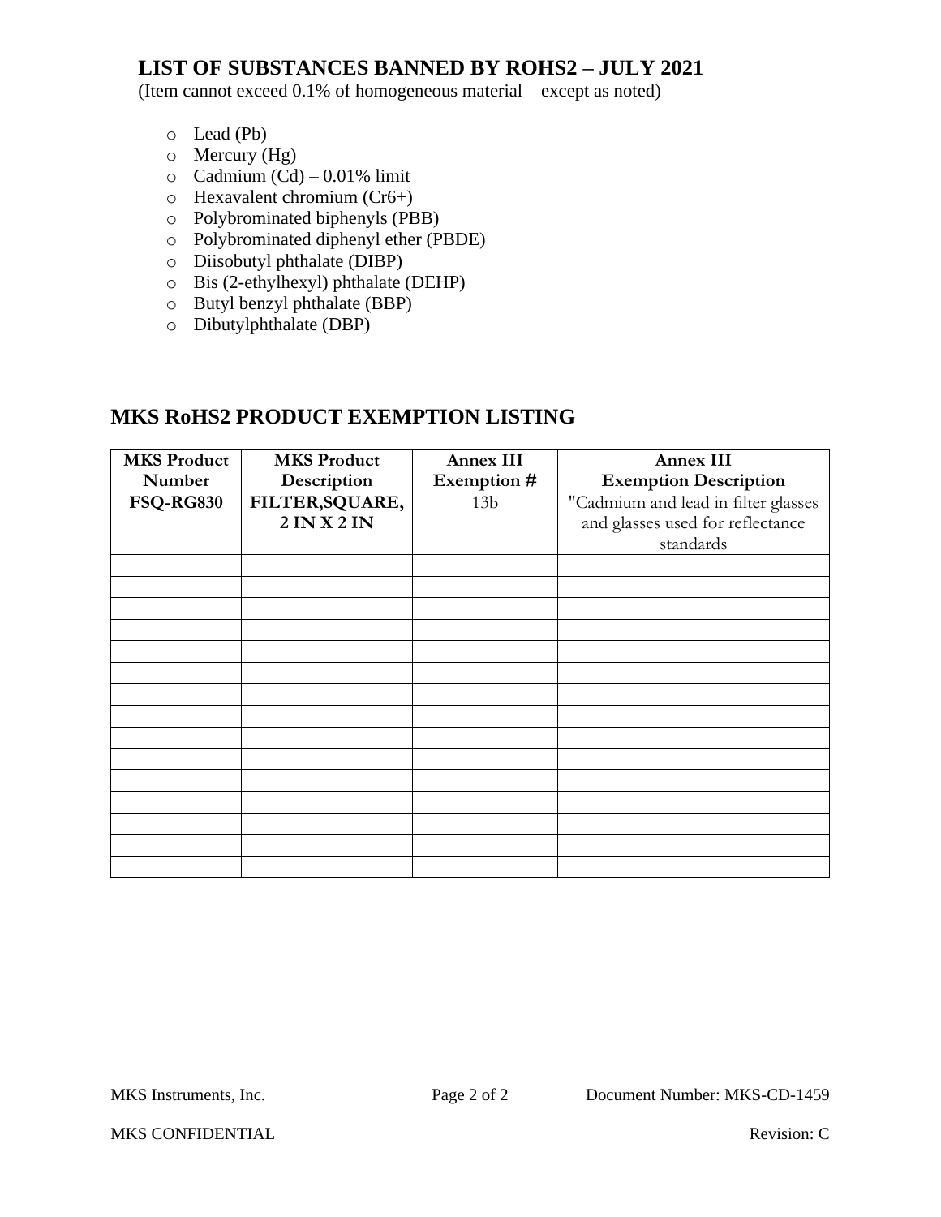## LIST OF SUBSTANCES BANNED BY ROHS2 – JULY 2021

(Item cannot exceed 0.1% of homogeneous material – except as noted)

- Lead (Pb)
- Mercury (Hg)
- Cadmium (Cd) – 0.01% limit
- Hexavalent chromium (Cr6+)
- Polybrominated biphenyls (PBB)
- Polybrominated diphenyl ether (PBDE)
- Diisobutyl phthalate (DIBP)
- Bis (2-ethylhexyl) phthalate (DEHP)
- Butyl benzyl phthalate (BBP)
- Dibutylphthalate (DBP)

## MKS RoHS2 PRODUCT EXEMPTION LISTING

| MKS Product Number | MKS Product Description | Annex III Exemption # | Annex III Exemption Description |
|---|---|---|---|
| **FSQ-RG830** | **FILTER,SQUARE, 2 IN X 2 IN** | 13b | "Cadmium and lead in filter glasses and glasses used for reflectance standards |
| | | | |
| | | | |
| | | | |
| | | | |
| | | | |
| | | | |
| | | | |
| | | | |
| | | | |
| | | | |
| | | | |
| | | | |
| | | | |
| | | | |
| | | | |

MKS Instruments, Inc. Document Number: MKS-CD-1459

MKS CONFIDENTIAL Revision: C